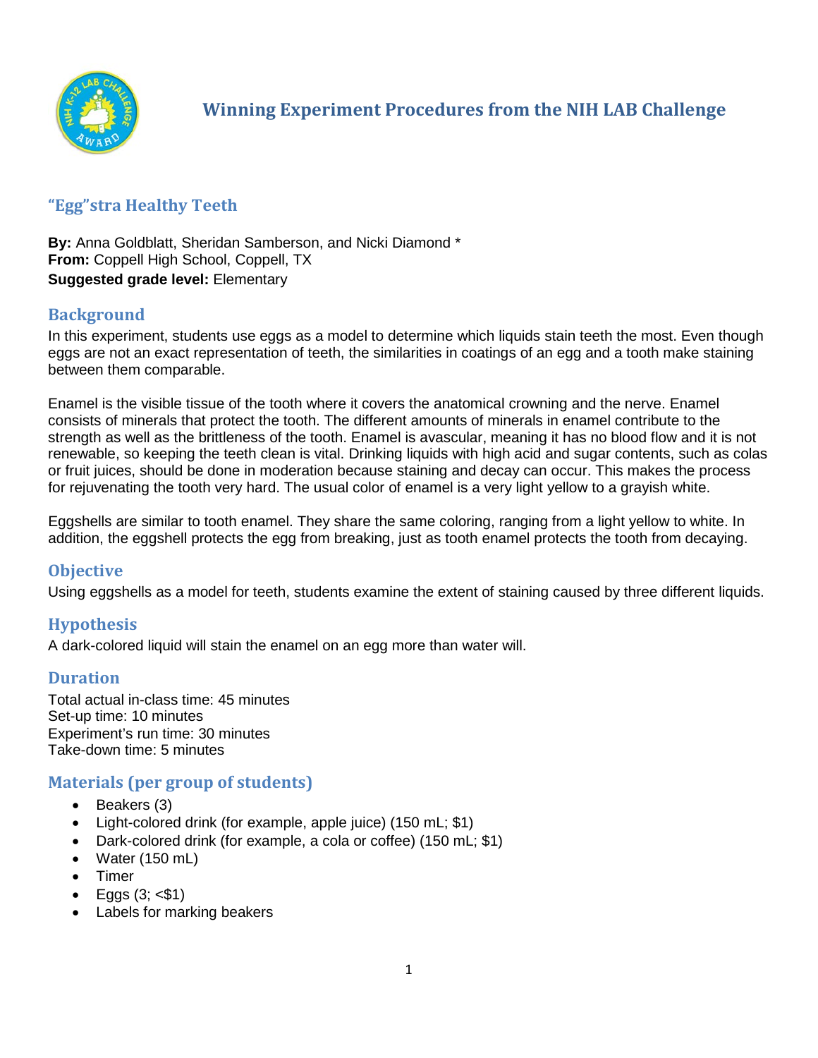# Winning Experiment Procedures from the NIH LAB Challenge

## "Egg"stra Healthy Teeth

**By:** Anna Goldblatt, Sheridan Samberson, and Nicki Diamond *
**From:** Coppell High School, Coppell, TX
**Suggested grade level:** Elementary

## Background

In this experiment, students use eggs as a model to determine which liquids stain teeth the most. Even though eggs are not an exact representation of teeth, the similarities in coatings of an egg and a tooth make staining between them comparable.

Enamel is the visible tissue of the tooth where it covers the anatomical crowning and the nerve. Enamel consists of minerals that protect the tooth. The different amounts of minerals in enamel contribute to the strength as well as the brittleness of the tooth. Enamel is avascular, meaning it has no blood flow and it is not renewable, so keeping the teeth clean is vital. Drinking liquids with high acid and sugar contents, such as colas or fruit juices, should be done in moderation because staining and decay can occur. This makes the process for rejuvenating the tooth very hard. The usual color of enamel is a very light yellow to a grayish white.

Eggshells are similar to tooth enamel. They share the same coloring, ranging from a light yellow to white. In addition, the eggshell protects the egg from breaking, just as tooth enamel protects the tooth from decaying.

## Objective

Using eggshells as a model for teeth, students examine the extent of staining caused by three different liquids.

## Hypothesis

A dark-colored liquid will stain the enamel on an egg more than water will.

## Duration

Total actual in-class time: 45 minutes
Set-up time: 10 minutes
Experiment's run time: 30 minutes
Take-down time: 5 minutes

## Materials (per group of students)

- Beakers (3)
- Light-colored drink (for example, apple juice) (150 mL; $1)
- Dark-colored drink (for example, a cola or coffee) (150 mL; $1)
- Water (150 mL)
- Timer
- Eggs (3; <$1)
- Labels for marking beakers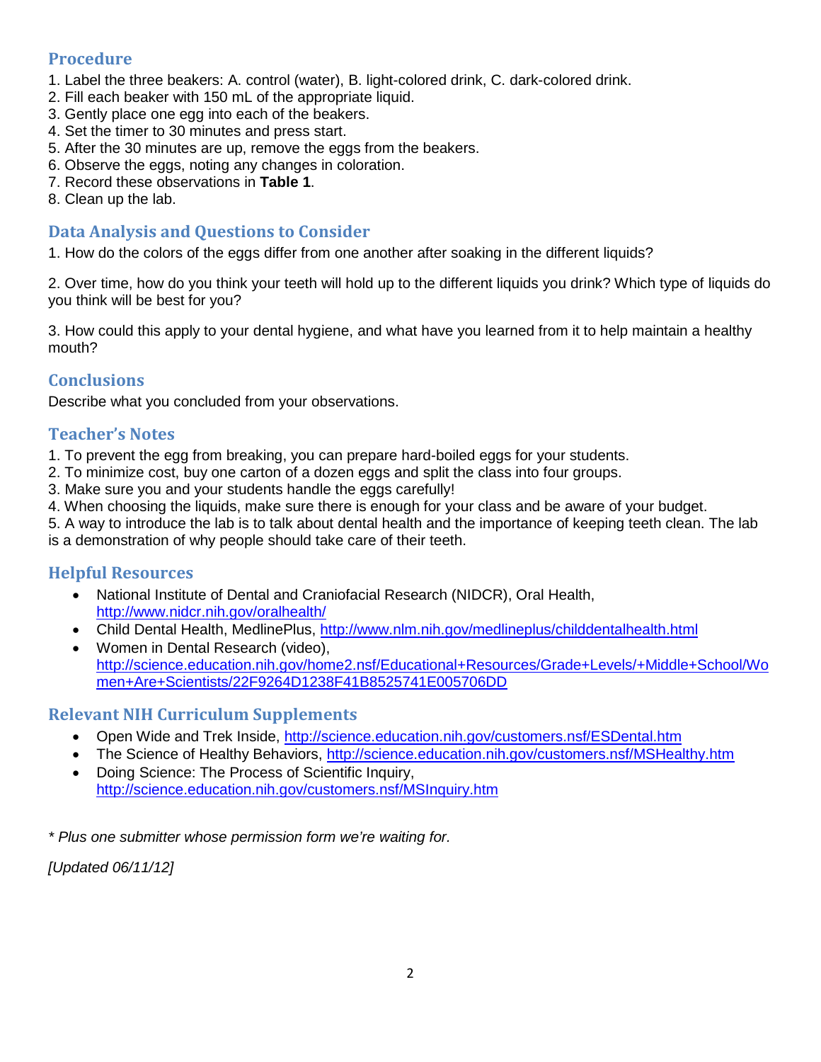## Procedure

1. Label the three beakers: A. control (water), B. light-colored drink, C. dark-colored drink.
2. Fill each beaker with 150 mL of the appropriate liquid.
3. Gently place one egg into each of the beakers.
4. Set the timer to 30 minutes and press start.
5. After the 30 minutes are up, remove the eggs from the beakers.
6. Observe the eggs, noting any changes in coloration.
7. Record these observations in **Table 1**.
8. Clean up the lab.

## Data Analysis and Questions to Consider

1. How do the colors of the eggs differ from one another after soaking in the different liquids?

2. Over time, how do you think your teeth will hold up to the different liquids you drink? Which type of liquids do you think will be best for you?

3. How could this apply to your dental hygiene, and what have you learned from it to help maintain a healthy mouth?

## Conclusions

Describe what you concluded from your observations.

## Teacher's Notes

1. To prevent the egg from breaking, you can prepare hard-boiled eggs for your students.
2. To minimize cost, buy one carton of a dozen eggs and split the class into four groups.
3. Make sure you and your students handle the eggs carefully!
4. When choosing the liquids, make sure there is enough for your class and be aware of your budget.
5. A way to introduce the lab is to talk about dental health and the importance of keeping teeth clean. The lab is a demonstration of why people should take care of their teeth.

## Helpful Resources

- National Institute of Dental and Craniofacial Research (NIDCR), Oral Health, http://www.nidcr.nih.gov/oralhealth/
- Child Dental Health, MedlinePlus, http://www.nlm.nih.gov/medlineplus/childdentalhealth.html
- Women in Dental Research (video), http://science.education.nih.gov/home2.nsf/Educational+Resources/Grade+Levels/+Middle+School/Women+Are+Scientists/22F9264D1238F41B8525741E005706DD

## Relevant NIH Curriculum Supplements

- Open Wide and Trek Inside, http://science.education.nih.gov/customers.nsf/ESDental.htm
- The Science of Healthy Behaviors, http://science.education.nih.gov/customers.nsf/MSHealthy.htm
- Doing Science: The Process of Scientific Inquiry, http://science.education.nih.gov/customers.nsf/MSInquiry.htm

*\* Plus one submitter whose permission form we're waiting for.*

*[Updated 06/11/12]*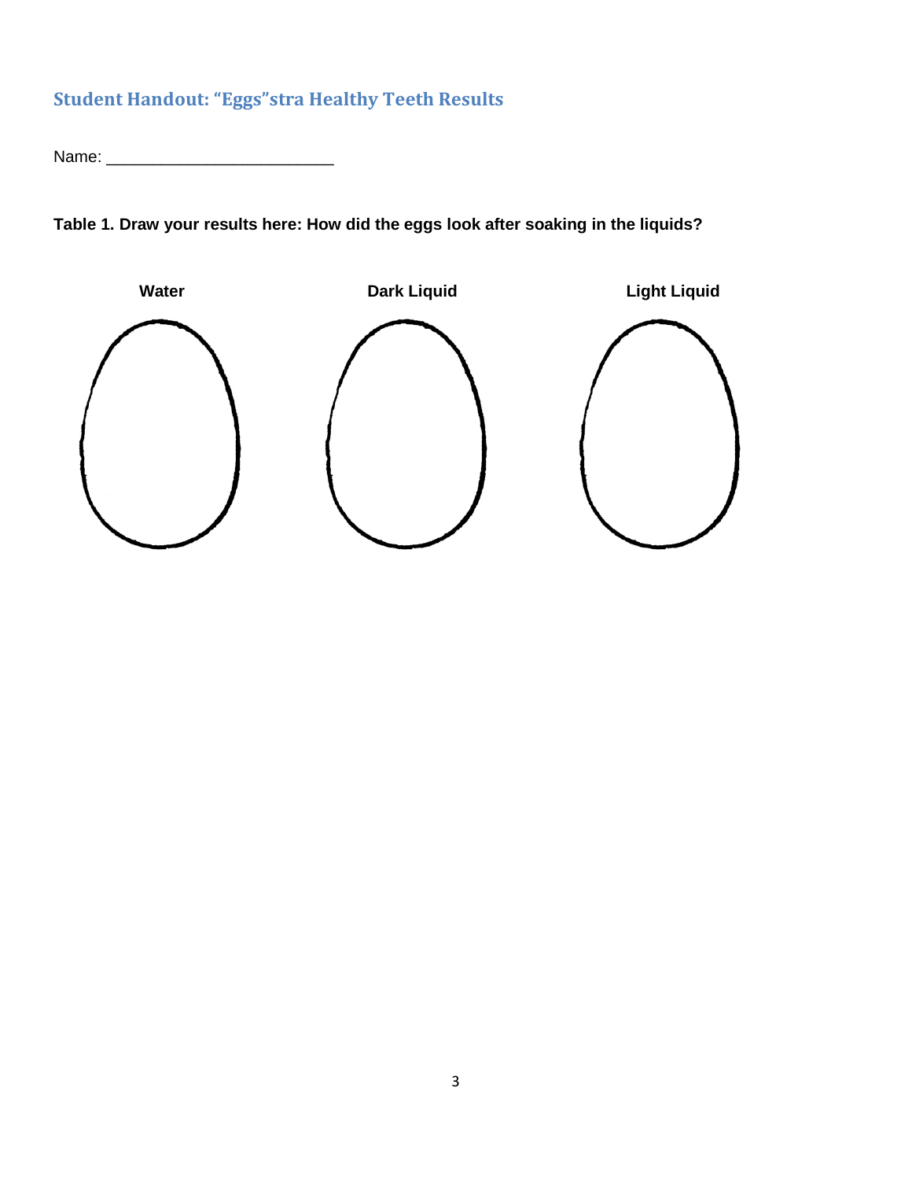## Student Handout: "Eggs"stra Healthy Teeth Results

Name: ________________________

**Table 1. Draw your results here: How did the eggs look after soaking in the liquids?**

| Water | Dark Liquid | Light Liquid |
| --- | --- | --- |
| | | |